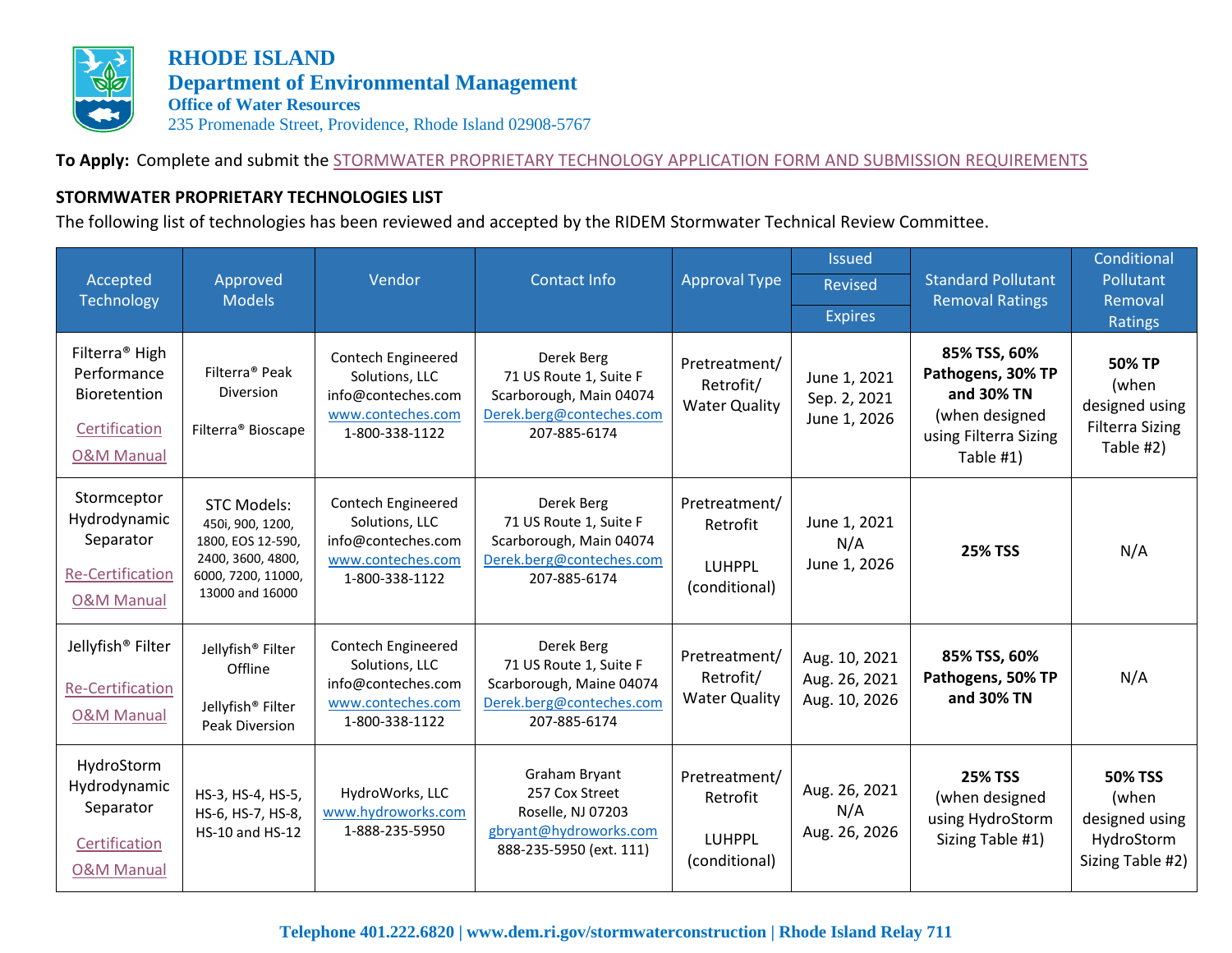# RHODE ISLAND

## Department of Environmental Management

### Office of Water Resources

235 Promenade Street, Providence, Rhode Island 02908-5767

**To Apply:** Complete and submit the STORMWATER PROPRIETARY TECHNOLOGY APPLICATION FORM AND SUBMISSION REQUIREMENTS

**STORMWATER PROPRIETARY TECHNOLOGIES LIST**

The following list of technologies has been reviewed and accepted by the RIDEM Stormwater Technical Review Committee.

| Accepted Technology | Approved Models | Vendor | Contact Info | Approval Type | Issued / Revised / Expires | Standard Pollutant Removal Ratings | Conditional Pollutant Removal Ratings |
|---|---|---|---|---|---|---|---|
| Filterra® High Performance Bioretention<br>Certification<br>O&M Manual | Filterra® Peak Diversion<br><br>Filterra® Bioscape | Contech Engineered Solutions, LLC<br>info@conteches.com<br>www.conteches.com<br>1-800-338-1122 | Derek Berg<br>71 US Route 1, Suite F<br>Scarborough, Main 04074<br>Derek.berg@conteches.com<br>207-885-6174 | Pretreatment/ Retrofit/ Water Quality | June 1, 2021<br>Sep. 2, 2021<br>June 1, 2026 | **85% TSS, 60% Pathogens, 30% TP and 30% TN** (when designed using Filterra Sizing Table #1) | **50% TP** (when designed using Filterra Sizing Table #2) |
| Stormceptor Hydrodynamic Separator<br>Re-Certification<br>O&M Manual | STC Models:<br>450i, 900, 1200, 1800, EOS 12-590, 2400, 3600, 4800, 6000, 7200, 11000, 13000 and 16000 | Contech Engineered Solutions, LLC<br>info@conteches.com<br>www.conteches.com<br>1-800-338-1122 | Derek Berg<br>71 US Route 1, Suite F<br>Scarborough, Main 04074<br>Derek.berg@conteches.com<br>207-885-6174 | Pretreatment/ Retrofit<br><br>LUHPPL (conditional) | June 1, 2021<br>N/A<br>June 1, 2026 | **25% TSS** | N/A |
| Jellyfish® Filter<br>Re-Certification<br>O&M Manual | Jellyfish® Filter Offline<br><br>Jellyfish® Filter Peak Diversion | Contech Engineered Solutions, LLC<br>info@conteches.com<br>www.conteches.com<br>1-800-338-1122 | Derek Berg<br>71 US Route 1, Suite F<br>Scarborough, Maine 04074<br>Derek.berg@conteches.com<br>207-885-6174 | Pretreatment/ Retrofit/ Water Quality | Aug. 10, 2021<br>Aug. 26, 2021<br>Aug. 10, 2026 | **85% TSS, 60% Pathogens, 50% TP and 30% TN** | N/A |
| HydroStorm Hydrodynamic Separator<br>Certification<br>O&M Manual | HS-3, HS-4, HS-5, HS-6, HS-7, HS-8, HS-10 and HS-12 | HydroWorks, LLC<br>www.hydroworks.com<br>1-888-235-5950 | Graham Bryant<br>257 Cox Street<br>Roselle, NJ 07203<br>gbryant@hydroworks.com<br>888-235-5950 (ext. 111) | Pretreatment/ Retrofit<br><br>LUHPPL (conditional) | Aug. 26, 2021<br>N/A<br>Aug. 26, 2026 | **25% TSS** (when designed using HydroStorm Sizing Table #1) | **50% TSS** (when designed using HydroStorm Sizing Table #2) |

**Telephone 401.222.6820 | www.dem.ri.gov/stormwaterconstruction | Rhode Island Relay 711**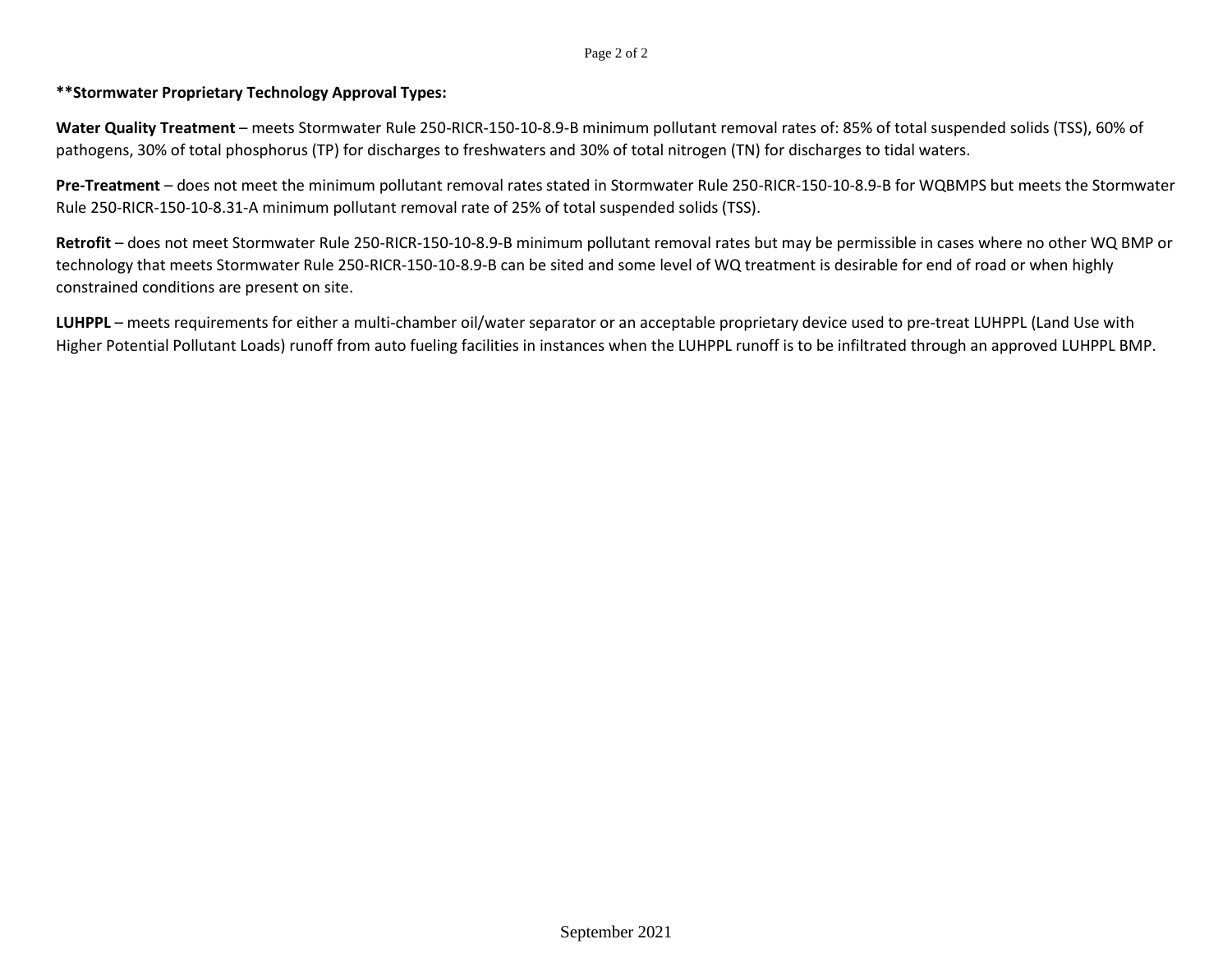**\*\*Stormwater Proprietary Technology Approval Types:**

**Water Quality Treatment** – meets Stormwater Rule 250-RICR-150-10-8.9-B minimum pollutant removal rates of: 85% of total suspended solids (TSS), 60% of pathogens, 30% of total phosphorus (TP) for discharges to freshwaters and 30% of total nitrogen (TN) for discharges to tidal waters.

**Pre-Treatment** – does not meet the minimum pollutant removal rates stated in Stormwater Rule 250-RICR-150-10-8.9-B for WQBMPS but meets the Stormwater Rule 250-RICR-150-10-8.31-A minimum pollutant removal rate of 25% of total suspended solids (TSS).

**Retrofit** – does not meet Stormwater Rule 250-RICR-150-10-8.9-B minimum pollutant removal rates but may be permissible in cases where no other WQ BMP or technology that meets Stormwater Rule 250-RICR-150-10-8.9-B can be sited and some level of WQ treatment is desirable for end of road or when highly constrained conditions are present on site.

**LUHPPL** – meets requirements for either a multi-chamber oil/water separator or an acceptable proprietary device used to pre-treat LUHPPL (Land Use with Higher Potential Pollutant Loads) runoff from auto fueling facilities in instances when the LUHPPL runoff is to be infiltrated through an approved LUHPPL BMP.

September 2021